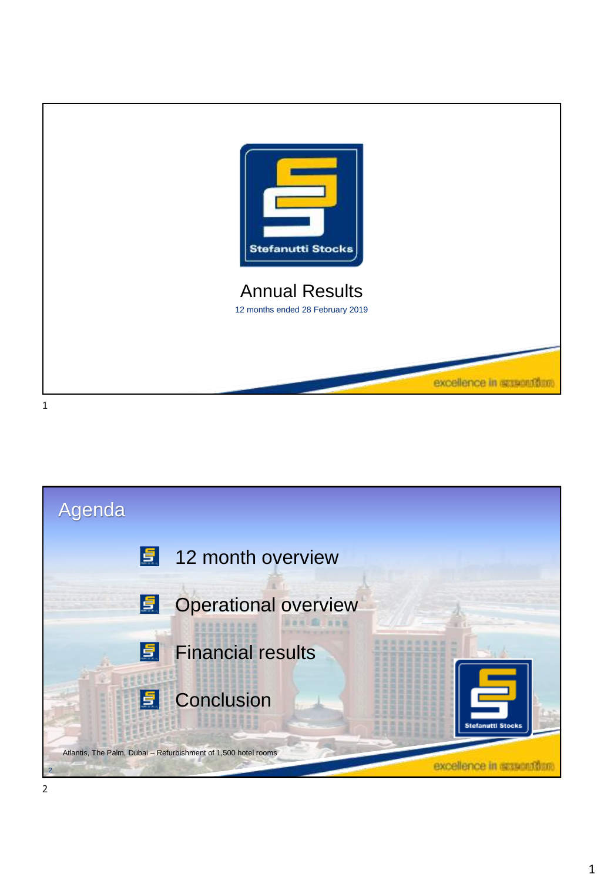Stefanutti Stocks

# Annual Results

12 months ended 28 February 2019

excellence in execution

## Agenda

- 12 month overview
- Operational overview
- Financial results
- Conclusion

Atlantis, The Palm, Dubai – Refurbishment of 1,500 hotel rooms

excellence in execution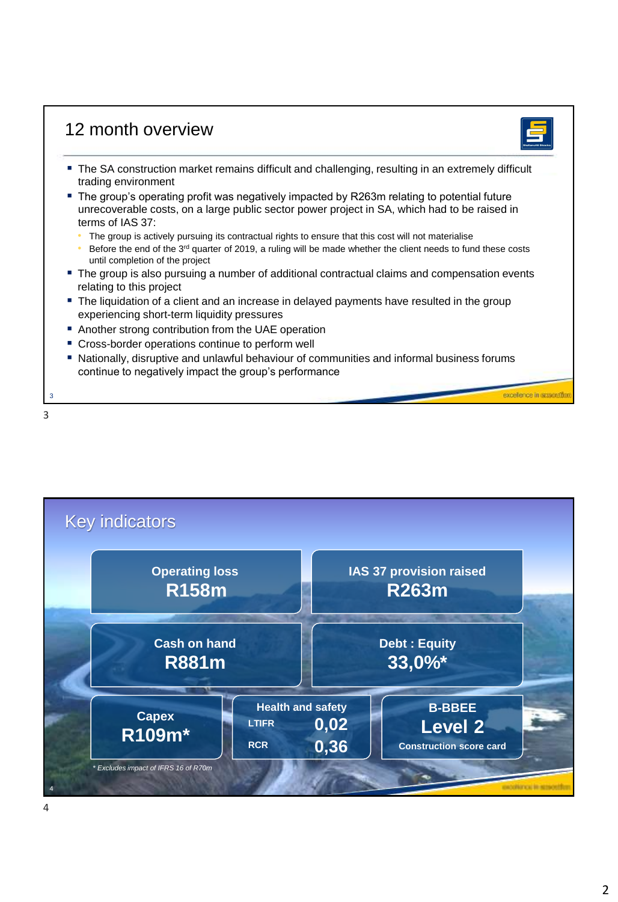## 12 month overview

- The SA construction market remains difficult and challenging, resulting in an extremely difficult trading environment
- The group's operating profit was negatively impacted by R263m relating to potential future unrecoverable costs, on a large public sector power project in SA, which had to be raised in terms of IAS 37:
  - The group is actively pursuing its contractual rights to ensure that this cost will not materialise
  - Before the end of the 3rd quarter of 2019, a ruling will be made whether the client needs to fund these costs until completion of the project
- The group is also pursuing a number of additional contractual claims and compensation events relating to this project
- The liquidation of a client and an increase in delayed payments have resulted in the group experiencing short-term liquidity pressures
- Another strong contribution from the UAE operation
- Cross-border operations continue to perform well
- Nationally, disruptive and unlawful behaviour of communities and informal business forums continue to negatively impact the group's performance

excellence in execution

## Key indicators

**Operating loss**
**R158m**

**IAS 37 provision raised**
**R263m**

**Cash on hand**
**R881m**

**Debt : Equity**
**33,0%***

**Capex**
**R109m***

**Health and safety**
LTIFR **0,02**
RCR **0,36**

**B-BBEE**
**Level 2**
**Construction score card**

*\* Excludes impact of IFRS 16 of R70m*

excellence in execution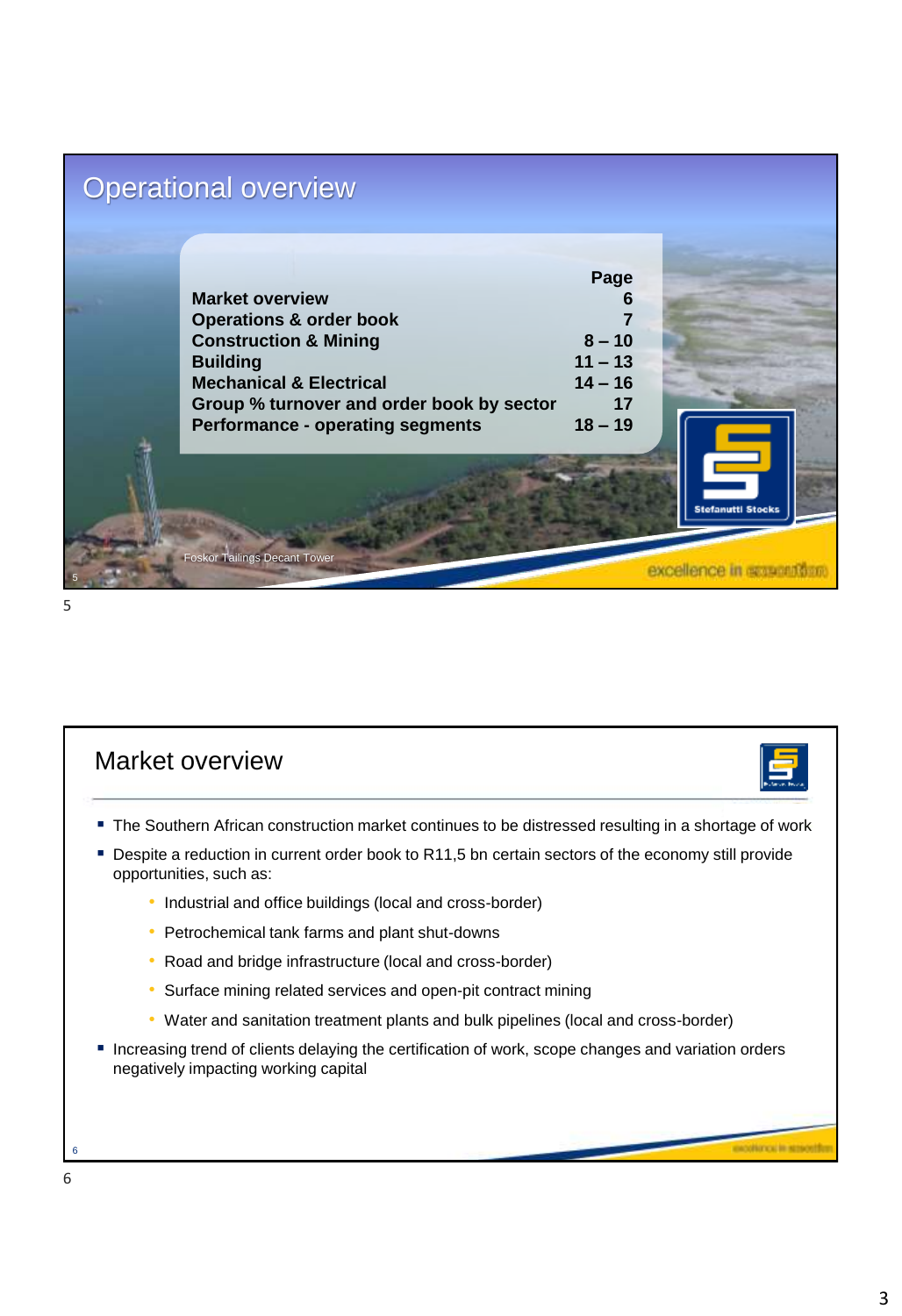# Operational overview

| | Page |
|---|---|
| **Market overview** | **6** |
| **Operations & order book** | **7** |
| **Construction & Mining** | **8 – 10** |
| **Building** | **11 – 13** |
| **Mechanical & Electrical** | **14 – 16** |
| **Group % turnover and order book by sector** | **17** |
| **Performance - operating segments** | **18 – 19** |

Foskor Tailings Decant Tower

Stefanutti Stocks

excellence in execution

# Market overview

- The Southern African construction market continues to be distressed resulting in a shortage of work
- Despite a reduction in current order book to R11,5 bn certain sectors of the economy still provide opportunities, such as:
  - Industrial and office buildings (local and cross-border)
  - Petrochemical tank farms and plant shut-downs
  - Road and bridge infrastructure (local and cross-border)
  - Surface mining related services and open-pit contract mining
  - Water and sanitation treatment plants and bulk pipelines (local and cross-border)
- Increasing trend of clients delaying the certification of work, scope changes and variation orders negatively impacting working capital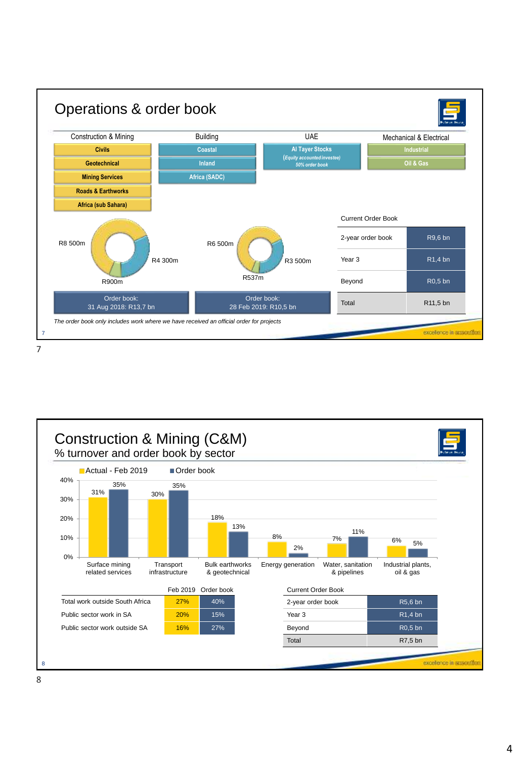# Operations & order book

| Construction & Mining | Building | UAE | Mechanical & Electrical |
|---|---|---|---|
| Civils | Coastal | Al Tayer Stocks (Equity accounted investee) 50% order book | Industrial |
| Geotechnical | Inland | | Oil & Gas |
| Mining Services | Africa (SADC) | | |
| Roads & Earthworks | | | |
| Africa (sub Sahara) | | | |

R8 500m | R4 300m | R900m

Order book: 31 Aug 2018: R13,7 bn

R6 500m | R3 500m | R537m

Order book: 28 Feb 2019: R10,5 bn

| Current Order Book | |
|---|---|
| 2-year order book | R9,6 bn |
| Year 3 | R1,4 bn |
| Beyond | R0,5 bn |
| Total | R11,5 bn |

*The order book only includes work where we have received an official order for projects*

# Construction & Mining (C&M)

## % turnover and order book by sector

| Sector | Actual - Feb 2019 | Order book |
|---|---|---|
| Surface mining related services | 31% | 35% |
| Transport infrastructure | 30% | 35% |
| Bulk earthworks & geotechnical | 18% | 13% |
| Energy generation | 8% | 2% |
| Water, sanitation & pipelines | 7% | 11% |
| Industrial plants, oil & gas | 6% | 5% |

| | Feb 2019 | Order book |
|---|---|---|
| Total work outside South Africa | 27% | 40% |
| Public sector work in SA | 20% | 15% |
| Public sector work outside SA | 16% | 27% |

| Current Order Book | |
|---|---|
| 2-year order book | R5,6 bn |
| Year 3 | R1,4 bn |
| Beyond | R0,5 bn |
| Total | R7,5 bn |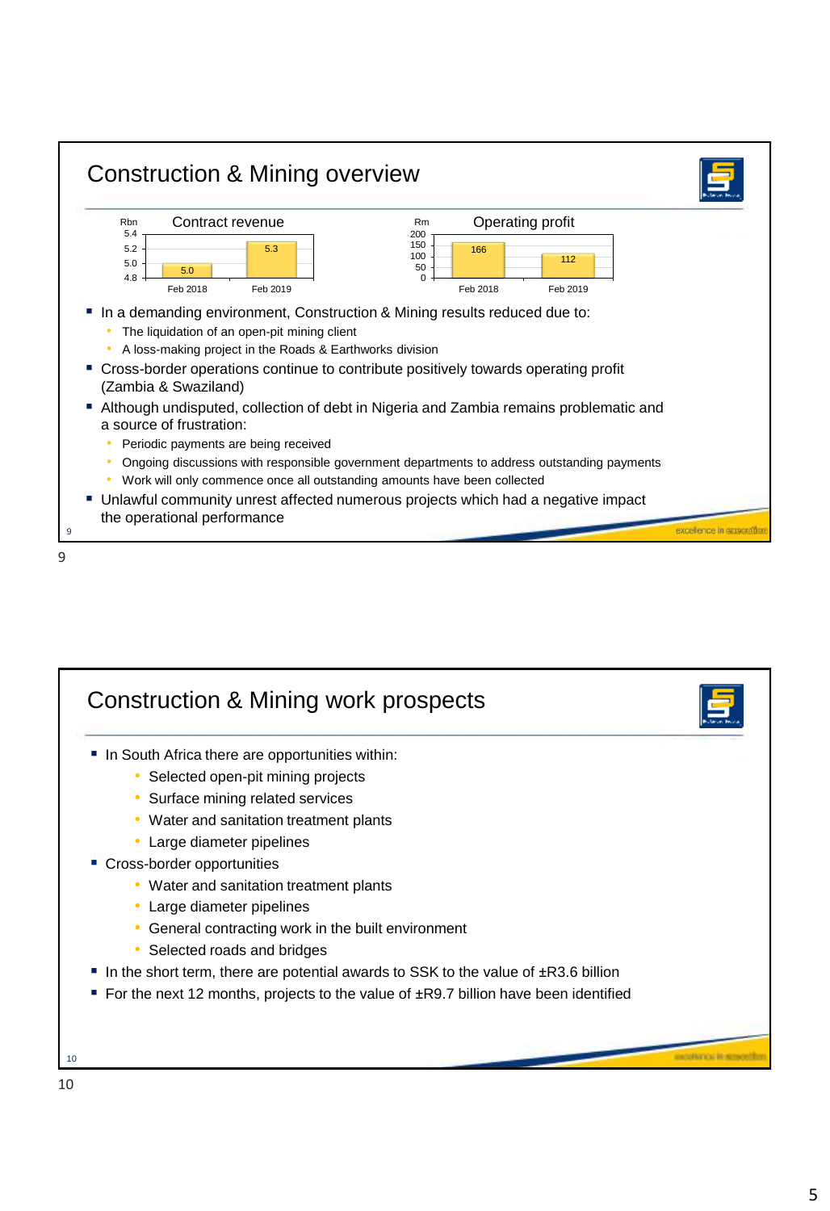## Construction & Mining overview

**Contract revenue** (Rbn)

| | Feb 2018 | Feb 2019 |
|---|---|---|
| Contract revenue (Rbn) | 5.0 | 5.3 |

**Operating profit** (Rm)

| | Feb 2018 | Feb 2019 |
|---|---|---|
| Operating profit (Rm) | 166 | 112 |

- In a demanding environment, Construction & Mining results reduced due to:
  - The liquidation of an open-pit mining client
  - A loss-making project in the Roads & Earthworks division
- Cross-border operations continue to contribute positively towards operating profit (Zambia & Swaziland)
- Although undisputed, collection of debt in Nigeria and Zambia remains problematic and a source of frustration:
  - Periodic payments are being received
  - Ongoing discussions with responsible government departments to address outstanding payments
  - Work will only commence once all outstanding amounts have been collected
- Unlawful community unrest affected numerous projects which had a negative impact the operational performance

## Construction & Mining work prospects

- In South Africa there are opportunities within:
  - Selected open-pit mining projects
  - Surface mining related services
  - Water and sanitation treatment plants
  - Large diameter pipelines
- Cross-border opportunities
  - Water and sanitation treatment plants
  - Large diameter pipelines
  - General contracting work in the built environment
  - Selected roads and bridges
- In the short term, there are potential awards to SSK to the value of ±R3.6 billion
- For the next 12 months, projects to the value of ±R9.7 billion have been identified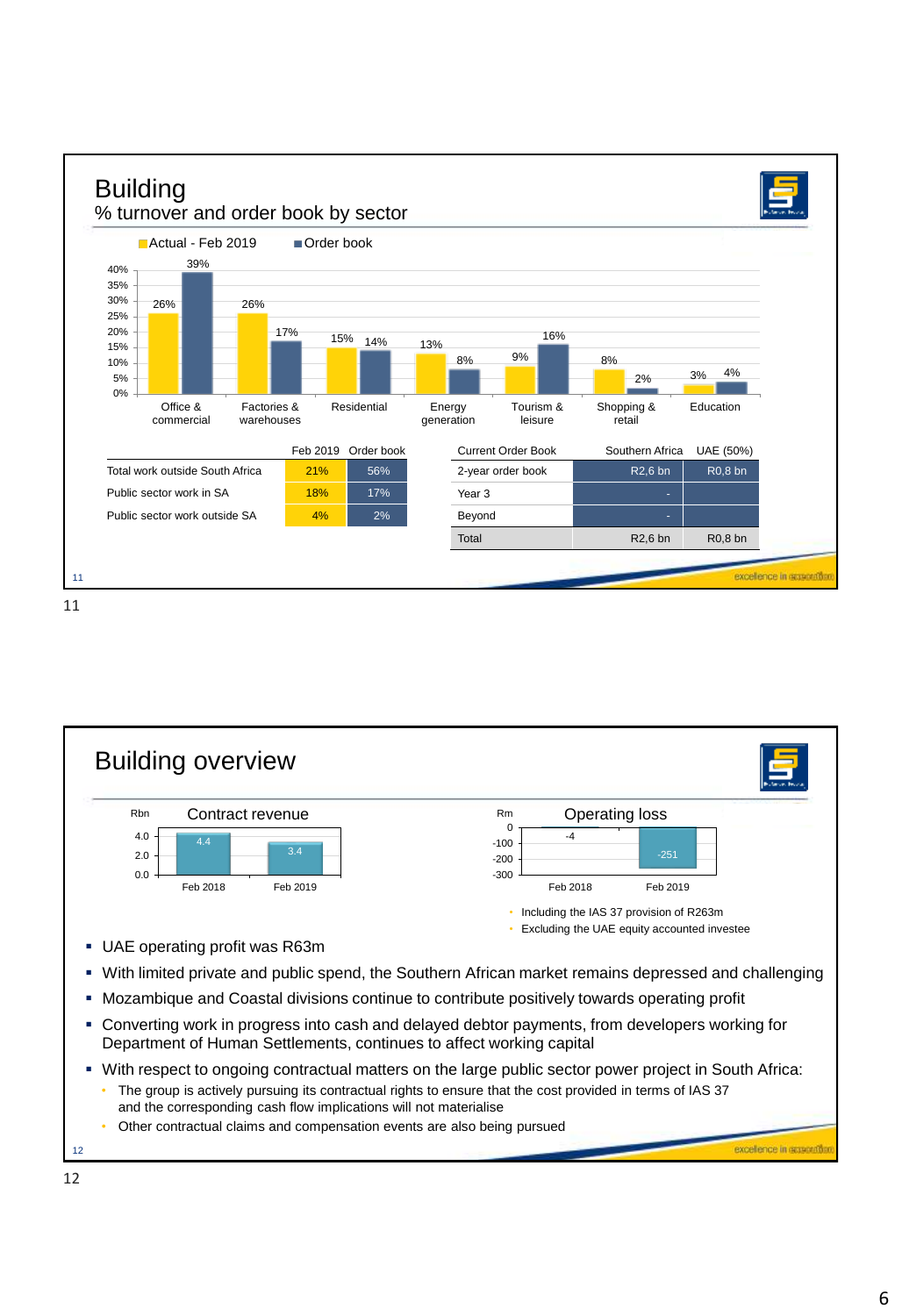# Building

## % turnover and order book by sector

| Sector | Actual - Feb 2019 | Order book |
|---|---|---|
| Office & commercial | 26% | 39% |
| Factories & warehouses | 26% | 17% |
| Residential | 15% | 14% |
| Energy generation | 13% | 8% |
| Tourism & leisure | 9% | 16% |
| Shopping & retail | 8% | 2% |
| Education | 3% | 4% |

| | Feb 2019 | Order book |
|---|---|---|
| Total work outside South Africa | 21% | 56% |
| Public sector work in SA | 18% | 17% |
| Public sector work outside SA | 4% | 2% |

| Current Order Book | Southern Africa | UAE (50%) |
|---|---|---|
| 2-year order book | R2,6 bn | R0,8 bn |
| Year 3 | - | |
| Beyond | - | |
| Total | R2,6 bn | R0,8 bn |

excellence in execution

# Building overview

**Contract revenue** (Rbn)

| Feb 2018 | Feb 2019 |
|---|---|
| 4.4 | 3.4 |

**Operating loss** (Rm)

| Feb 2018 | Feb 2019 |
|---|---|
| -4 | -251 |

- Including the IAS 37 provision of R263m
- Excluding the UAE equity accounted investee

- UAE operating profit was R63m
- With limited private and public spend, the Southern African market remains depressed and challenging
- Mozambique and Coastal divisions continue to contribute positively towards operating profit
- Converting work in progress into cash and delayed debtor payments, from developers working for Department of Human Settlements, continues to affect working capital
- With respect to ongoing contractual matters on the large public sector power project in South Africa:
  - The group is actively pursuing its contractual rights to ensure that the cost provided in terms of IAS 37 and the corresponding cash flow implications will not materialise
  - Other contractual claims and compensation events are also being pursued

excellence in execution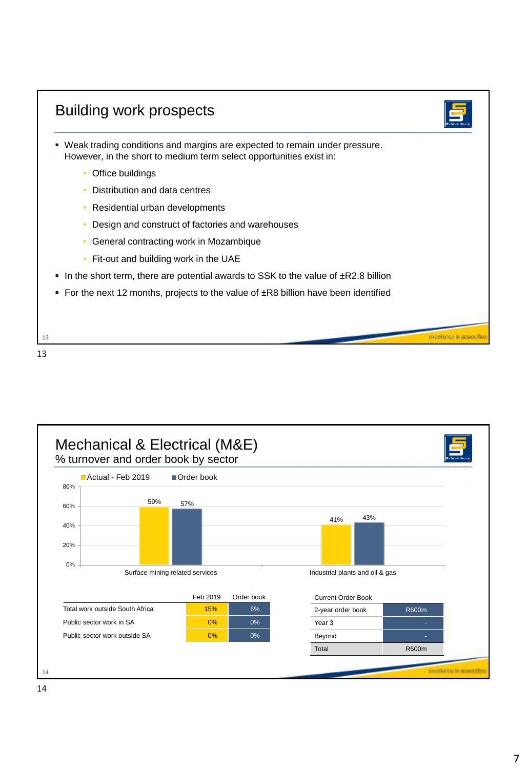## Building work prospects

- Weak trading conditions and margins are expected to remain under pressure. However, in the short to medium term select opportunities exist in:
  - Office buildings
  - Distribution and data centres
  - Residential urban developments
  - Design and construct of factories and warehouses
  - General contracting work in Mozambique
  - Fit-out and building work in the UAE
- In the short term, there are potential awards to SSK to the value of ±R2.8 billion
- For the next 12 months, projects to the value of ±R8 billion have been identified

excellence in execution

## Mechanical & Electrical (M&E)

### % turnover and order book by sector

| Sector | Actual - Feb 2019 | Order book |
|---|---|---|
| Surface mining related services | 59% | 57% |
| Industrial plants and oil & gas | 41% | 43% |

| | Feb 2019 | Order book |
|---|---|---|
| Total work outside South Africa | 15% | 6% |
| Public sector work in SA | 0% | 0% |
| Public sector work outside SA | 0% | 0% |

| Current Order Book | |
|---|---|
| 2-year order book | R600m |
| Year 3 | - |
| Beyond | - |
| Total | R600m |

excellence in execution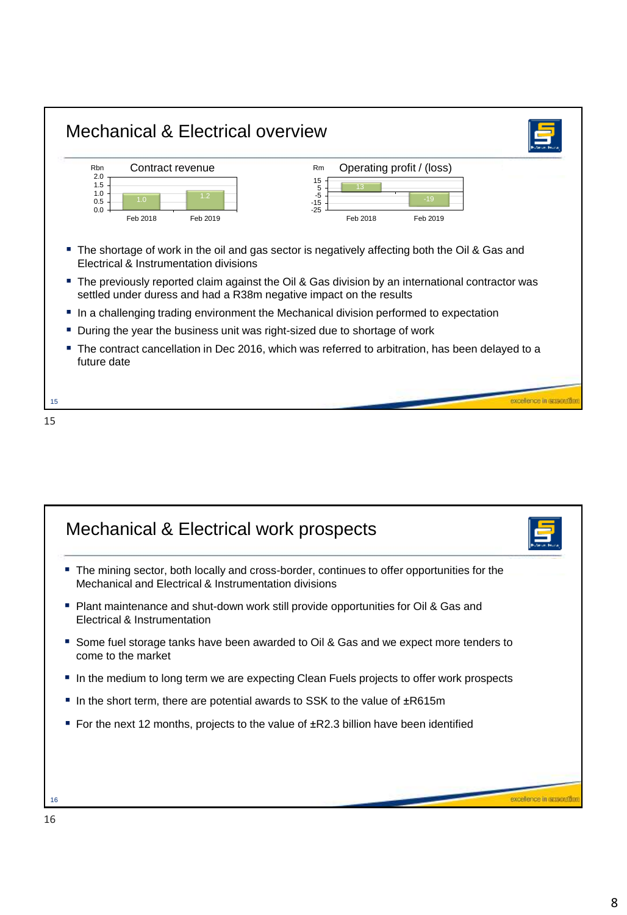# Mechanical & Electrical overview

**Contract revenue** (Rbn)

| | Feb 2018 | Feb 2019 |
|---|---|---|
| Contract revenue | 1.0 | 1.2 |

**Operating profit / (loss)** (Rm)

| | Feb 2018 | Feb 2019 |
|---|---|---|
| Operating profit / (loss) | 13 | -19 |

- The shortage of work in the oil and gas sector is negatively affecting both the Oil & Gas and Electrical & Instrumentation divisions
- The previously reported claim against the Oil & Gas division by an international contractor was settled under duress and had a R38m negative impact on the results
- In a challenging trading environment the Mechanical division performed to expectation
- During the year the business unit was right-sized due to shortage of work
- The contract cancellation in Dec 2016, which was referred to arbitration, has been delayed to a future date

excellence in execution

# Mechanical & Electrical work prospects

- The mining sector, both locally and cross-border, continues to offer opportunities for the Mechanical and Electrical & Instrumentation divisions
- Plant maintenance and shut-down work still provide opportunities for Oil & Gas and Electrical & Instrumentation
- Some fuel storage tanks have been awarded to Oil & Gas and we expect more tenders to come to the market
- In the medium to long term we are expecting Clean Fuels projects to offer work prospects
- In the short term, there are potential awards to SSK to the value of ±R615m
- For the next 12 months, projects to the value of ±R2.3 billion have been identified

excellence in execution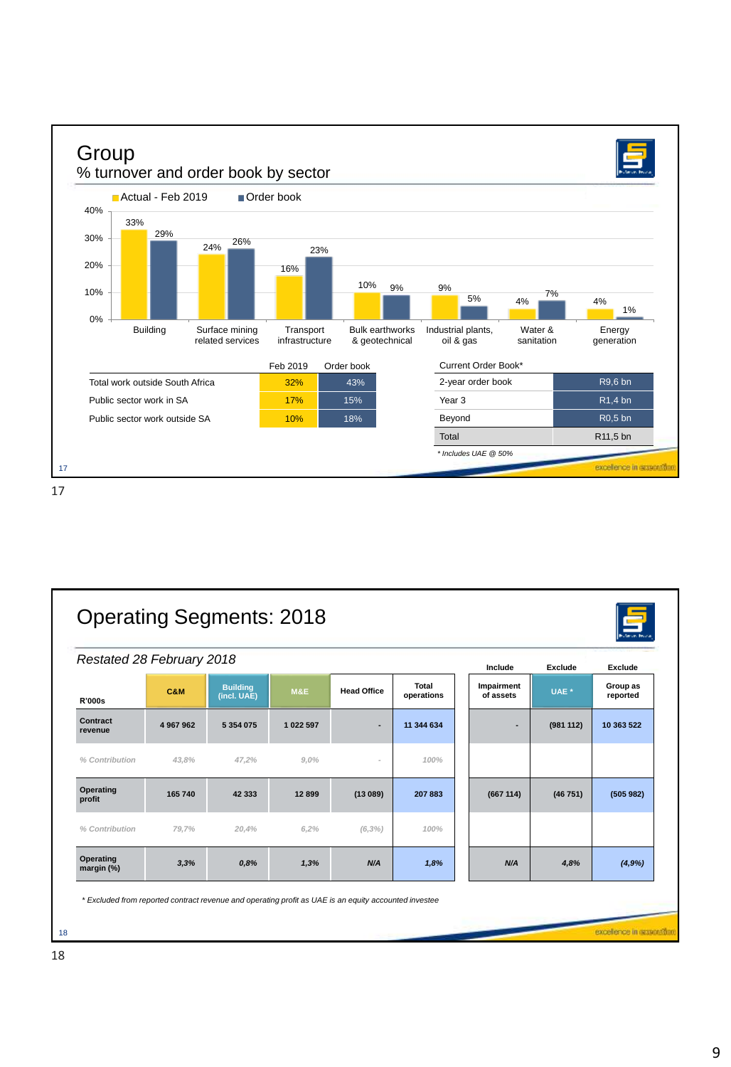# Group

## % turnover and order book by sector

| Sector | Actual - Feb 2019 | Order book |
|---|---|---|
| Building | 33% | 29% |
| Surface mining related services | 24% | 26% |
| Transport infrastructure | 16% | 23% |
| Bulk earthworks & geotechnical | 10% | 9% |
| Industrial plants, oil & gas | 9% | 5% |
| Water & sanitation | 4% | 7% |
| Energy generation | 4% | 1% |

| | Feb 2019 | Order book |
|---|---|---|
| Total work outside South Africa | 32% | 43% |
| Public sector work in SA | 17% | 15% |
| Public sector work outside SA | 10% | 18% |

| Current Order Book* | |
|---|---|
| 2-year order book | R9,6 bn |
| Year 3 | R1,4 bn |
| Beyond | R0,5 bn |
| Total | R11,5 bn |

*\* Includes UAE @ 50%*

excellence in execution

# Operating Segments: 2018

*Restated 28 February 2018*

| R'000s | C&M | Building (incl. UAE) | M&E | Head Office | Total operations | Include: Impairment of assets | Exclude: UAE * | Exclude: Group as reported |
|---|---|---|---|---|---|---|---|---|
| Contract revenue | 4 967 962 | 5 354 075 | 1 022 597 | - | 11 344 634 | - | (981 112) | 10 363 522 |
| *% Contribution* | *43,8%* | *47,2%* | *9,0%* | *-* | *100%* | | | |
| Operating profit | 165 740 | 42 333 | 12 899 | (13 089) | 207 883 | (667 114) | (46 751) | (505 982) |
| *% Contribution* | *79,7%* | *20,4%* | *6,2%* | *(6,3%)* | *100%* | | | |
| Operating margin (%) | *3,3%* | *0,8%* | *1,3%* | *N/A* | *1,8%* | *N/A* | *4,8%* | *(4,9%)* |

*\* Excluded from reported contract revenue and operating profit as UAE is an equity accounted investee*

excellence in execution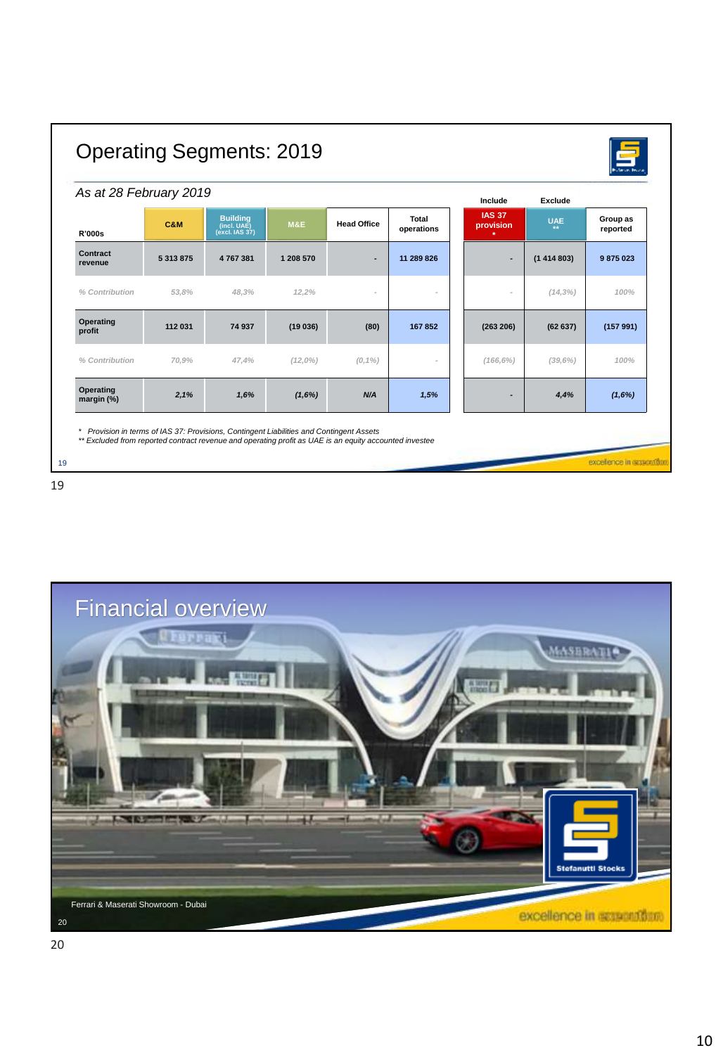# Operating Segments: 2019

*As at 28 February 2019*

| R'000s | C&M | Building (incl. UAE) (excl. IAS 37) | M&E | Head Office | Total operations | Include: IAS 37 provision * | Exclude: UAE ** | Group as reported |
|---|---|---|---|---|---|---|---|---|
| Contract revenue | 5 313 875 | 4 767 381 | 1 208 570 | - | 11 289 826 | - | (1 414 803) | 9 875 023 |
| *% Contribution* | *53,8%* | *48,3%* | *12,2%* | - | - | - | *(14,3%)* | *100%* |
| Operating profit | 112 031 | 74 937 | (19 036) | (80) | 167 852 | (263 206) | (62 637) | (157 991) |
| *% Contribution* | *70,9%* | *47,4%* | *(12,0%)* | *(0,1%)* | - | *(166,6%)* | *(39,6%)* | *100%* |
| Operating margin (%) | *2,1%* | *1,6%* | *(1,6%)* | *N/A* | *1,5%* | - | *4,4%* | *(1,6%)* |

*\* Provision in terms of IAS 37: Provisions, Contingent Liabilities and Contingent Assets*
*\*\* Excluded from reported contract revenue and operating profit as UAE is an equity accounted investee*

# Financial overview

Ferrari & Maserati Showroom - Dubai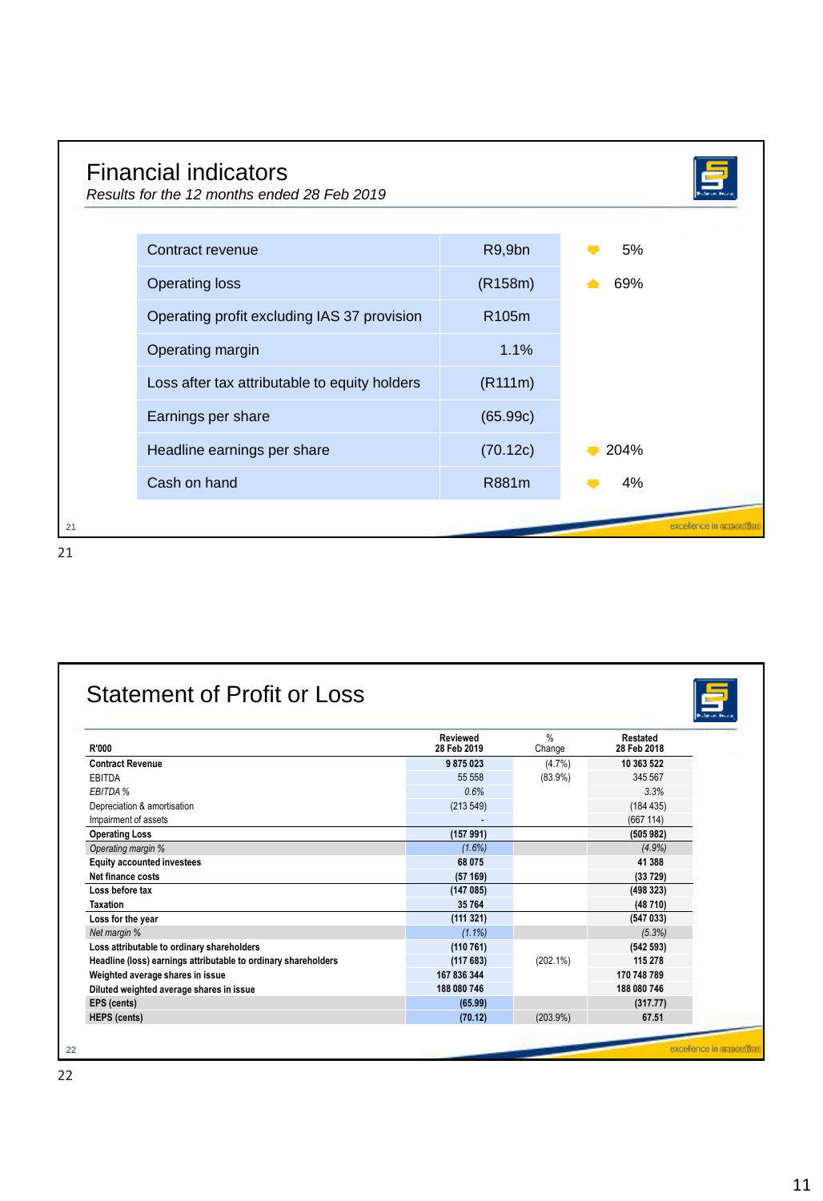# Financial indicators

*Results for the 12 months ended 28 Feb 2019*

| | | | |
|---|---|---|---|
| Contract revenue | R9,9bn | ▼ | 5% |
| Operating loss | (R158m) | ▲ | 69% |
| Operating profit excluding IAS 37 provision | R105m | | |
| Operating margin | 1.1% | | |
| Loss after tax attributable to equity holders | (R111m) | | |
| Earnings per share | (65.99c) | | |
| Headline earnings per share | (70.12c) | ▼ | 204% |
| Cash on hand | R881m | ▼ | 4% |

excellence in execution

# Statement of Profit or Loss

| R'000 | Reviewed 28 Feb 2019 | % Change | Restated 28 Feb 2018 |
|---|---|---|---|
| **Contract Revenue** | **9 875 023** | (4.7%) | **10 363 522** |
| EBITDA | 55 558 | (83.9%) | 345 567 |
| *EBITDA %* | *0.6%* | | *3.3%* |
| Depreciation & amortisation | (213 549) | | (184 435) |
| Impairment of assets | - | | (667 114) |
| **Operating Loss** | **(157 991)** | | **(505 982)** |
| *Operating margin %* | *(1.6%)* | | *(4.9%)* |
| **Equity accounted investees** | **68 075** | | **41 388** |
| **Net finance costs** | **(57 169)** | | **(33 729)** |
| **Loss before tax** | **(147 085)** | | **(498 323)** |
| **Taxation** | **35 764** | | **(48 710)** |
| **Loss for the year** | **(111 321)** | | **(547 033)** |
| *Net margin %* | *(1.1%)* | | *(5.3%)* |
| **Loss attributable to ordinary shareholders** | **(110 761)** | | **(542 593)** |
| **Headline (loss) earnings attributable to ordinary shareholders** | **(117 683)** | (202.1%) | **115 278** |
| **Weighted average shares in issue** | **167 836 344** | | **170 748 789** |
| **Diluted weighted average shares in issue** | **188 080 746** | | **188 080 746** |
| **EPS (cents)** | **(65.99)** | | **(317.77)** |
| **HEPS (cents)** | **(70.12)** | (203.9%) | **67.51** |

excellence in execution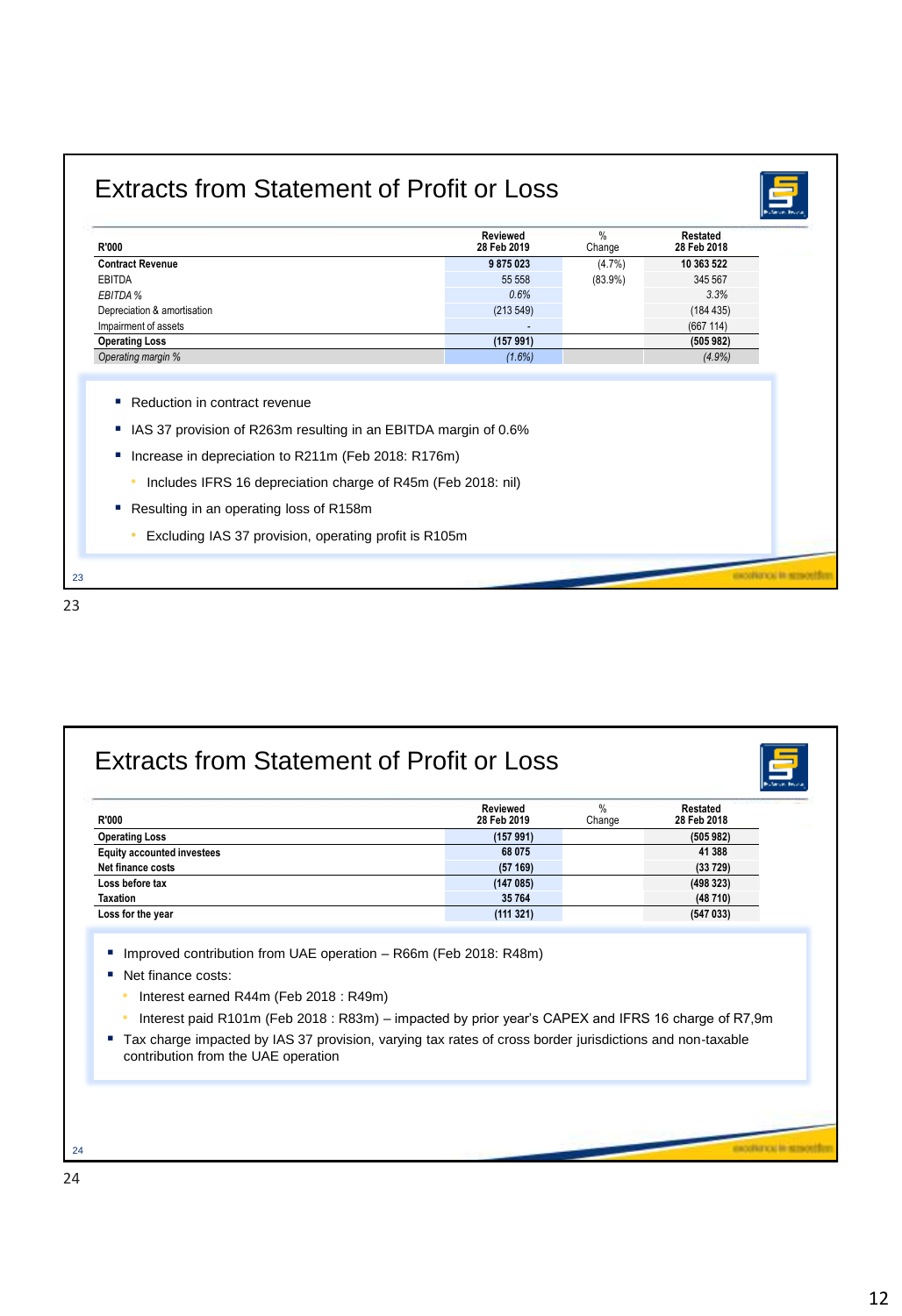## Extracts from Statement of Profit or Loss

| R'000 | Reviewed 28 Feb 2019 | % Change | Restated 28 Feb 2018 |
|---|---|---|---|
| **Contract Revenue** | **9 875 023** | (4.7%) | **10 363 522** |
| EBITDA | 55 558 | (83.9%) | 345 567 |
| *EBITDA %* | *0.6%* | | *3.3%* |
| Depreciation & amortisation | (213 549) | | (184 435) |
| Impairment of assets | - | | (667 114) |
| **Operating Loss** | **(157 991)** | | **(505 982)** |
| *Operating margin %* | *(1.6%)* | | *(4.9%)* |

- Reduction in contract revenue
- IAS 37 provision of R263m resulting in an EBITDA margin of 0.6%
- Increase in depreciation to R211m (Feb 2018: R176m)
  - Includes IFRS 16 depreciation charge of R45m (Feb 2018: nil)
- Resulting in an operating loss of R158m
  - Excluding IAS 37 provision, operating profit is R105m

## Extracts from Statement of Profit or Loss

| R'000 | Reviewed 28 Feb 2019 | % Change | Restated 28 Feb 2018 |
|---|---|---|---|
| **Operating Loss** | **(157 991)** | | **(505 982)** |
| **Equity accounted investees** | **68 075** | | **41 388** |
| **Net finance costs** | **(57 169)** | | **(33 729)** |
| **Loss before tax** | **(147 085)** | | **(498 323)** |
| **Taxation** | **35 764** | | **(48 710)** |
| **Loss for the year** | **(111 321)** | | **(547 033)** |

- Improved contribution from UAE operation – R66m (Feb 2018: R48m)
- Net finance costs:
  - Interest earned R44m (Feb 2018 : R49m)
  - Interest paid R101m (Feb 2018 : R83m) – impacted by prior year's CAPEX and IFRS 16 charge of R7,9m
- Tax charge impacted by IAS 37 provision, varying tax rates of cross border jurisdictions and non-taxable contribution from the UAE operation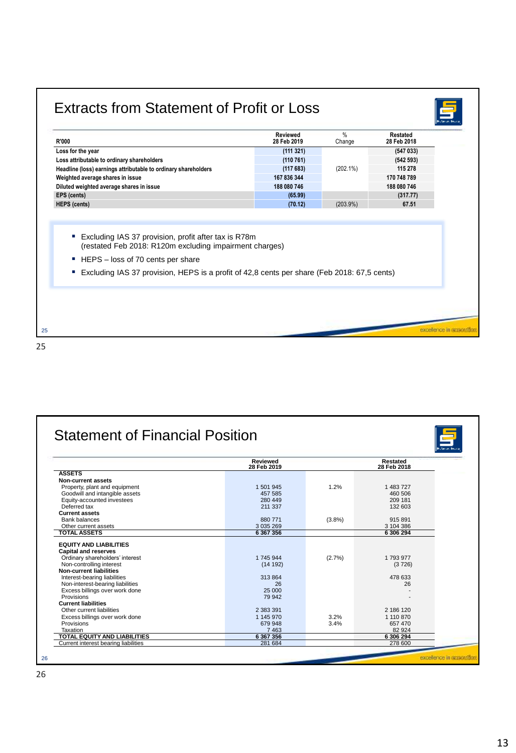## Extracts from Statement of Profit or Loss

| R'000 | Reviewed 28 Feb 2019 | % Change | Restated 28 Feb 2018 |
|---|---|---|---|
| Loss for the year | (111 321) | | (547 033) |
| Loss attributable to ordinary shareholders | (110 761) | | (542 593) |
| Headline (loss) earnings attributable to ordinary shareholders | (117 683) | (202.1%) | 115 278 |
| Weighted average shares in issue | 167 836 344 | | 170 748 789 |
| Diluted weighted average shares in issue | 188 080 746 | | 188 080 746 |
| EPS (cents) | (65.99) | | (317.77) |
| HEPS (cents) | (70.12) | (203.9%) | 67.51 |

- Excluding IAS 37 provision, profit after tax is R78m (restated Feb 2018: R120m excluding impairment charges)
- HEPS – loss of 70 cents per share
- Excluding IAS 37 provision, HEPS is a profit of 42,8 cents per share (Feb 2018: 67,5 cents)

excellence in execution

## Statement of Financial Position

| | Reviewed 28 Feb 2019 | | Restated 28 Feb 2018 |
|---|---|---|---|
| **ASSETS** | | | |
| **Non-current assets** | | | |
| Property, plant and equipment | 1 501 945 | 1.2% | 1 483 727 |
| Goodwill and intangible assets | 457 585 | | 460 506 |
| Equity-accounted investees | 280 449 | | 209 181 |
| Deferred tax | 211 337 | | 132 603 |
| **Current assets** | | | |
| Bank balances | 880 771 | (3.8%) | 915 891 |
| Other current assets | 3 035 269 | | 3 104 386 |
| **TOTAL ASSETS** | **6 367 356** | | **6 306 294** |
| | | | |
| **EQUITY AND LIABILITIES** | | | |
| **Capital and reserves** | | | |
| Ordinary shareholders' interest | 1 745 944 | (2.7%) | 1 793 977 |
| Non-controlling interest | (14 192) | | (3 726) |
| **Non-current liabilities** | | | |
| Interest-bearing liabilities | 313 864 | | 478 633 |
| Non-interest-bearing liabilities | 26 | | 26 |
| Excess billings over work done | 25 000 | | - |
| Provisions | 79 942 | | - |
| **Current liabilities** | | | |
| Other current liabilities | 2 383 391 | | 2 186 120 |
| Excess billings over work done | 1 145 970 | 3.2% | 1 110 870 |
| Provisions | 679 948 | 3.4% | 657 470 |
| Taxation | 7 463 | | 82 924 |
| **TOTAL EQUITY AND LIABILITIES** | **6 367 356** | | **6 306 294** |
| Current interest bearing liabilities | 281 684 | | 278 600 |

excellence in execution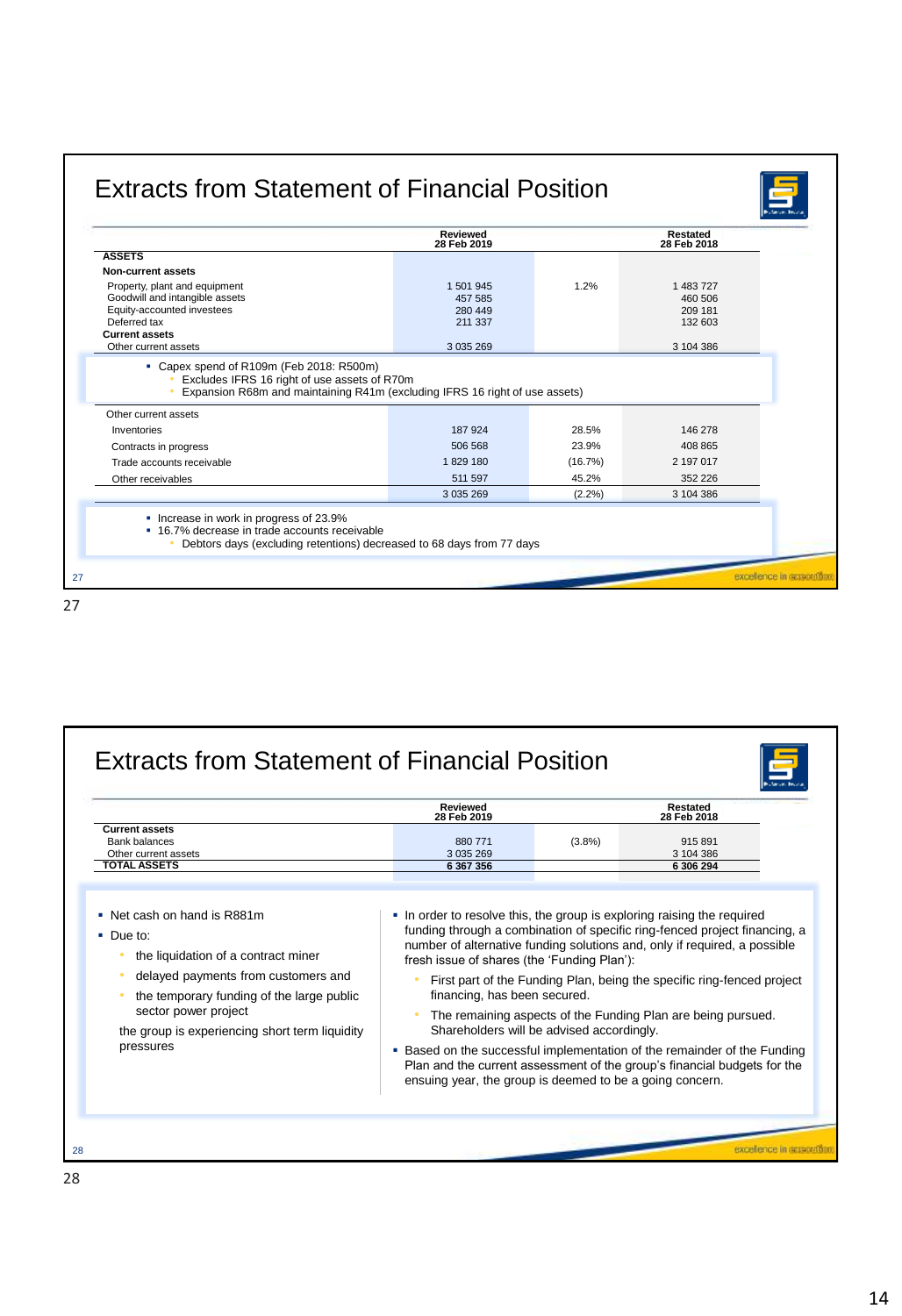# Extracts from Statement of Financial Position

| | Reviewed 28 Feb 2019 | | Restated 28 Feb 2018 |
|---|---|---|---|
| **ASSETS** | | | |
| **Non-current assets** | | | |
| Property, plant and equipment | 1 501 945 | 1.2% | 1 483 727 |
| Goodwill and intangible assets | 457 585 | | 460 506 |
| Equity-accounted investees | 280 449 | | 209 181 |
| Deferred tax | 211 337 | | 132 603 |
| **Current assets** | | | |
| Other current assets | 3 035 269 | | 3 104 386 |

- Capex spend of R109m (Feb 2018: R500m)
  - Excludes IFRS 16 right of use assets of R70m
  - Expansion R68m and maintaining R41m (excluding IFRS 16 right of use assets)

| Other current assets | | | |
|---|---|---|---|
| Inventories | 187 924 | 28.5% | 146 278 |
| Contracts in progress | 506 568 | 23.9% | 408 865 |
| Trade accounts receivable | 1 829 180 | (16.7%) | 2 197 017 |
| Other receivables | 511 597 | 45.2% | 352 226 |
| | 3 035 269 | (2.2%) | 3 104 386 |

- Increase in work in progress of 23.9%
- 16.7% decrease in trade accounts receivable
  - Debtors days (excluding retentions) decreased to 68 days from 77 days

# Extracts from Statement of Financial Position

| | Reviewed 28 Feb 2019 | | Restated 28 Feb 2018 |
|---|---|---|---|
| **Current assets** | | | |
| Bank balances | 880 771 | (3.8%) | 915 891 |
| Other current assets | 3 035 269 | | 3 104 386 |
| **TOTAL ASSETS** | **6 367 356** | | **6 306 294** |

- Net cash on hand is R881m
- Due to:
  - the liquidation of a contract miner
  - delayed payments from customers and
  - the temporary funding of the large public sector power project

  the group is experiencing short term liquidity pressures

- In order to resolve this, the group is exploring raising the required funding through a combination of specific ring-fenced project financing, a number of alternative funding solutions and, only if required, a possible fresh issue of shares (the 'Funding Plan'):
  - First part of the Funding Plan, being the specific ring-fenced project financing, has been secured.
  - The remaining aspects of the Funding Plan are being pursued. Shareholders will be advised accordingly.
- Based on the successful implementation of the remainder of the Funding Plan and the current assessment of the group's financial budgets for the ensuing year, the group is deemed to be a going concern.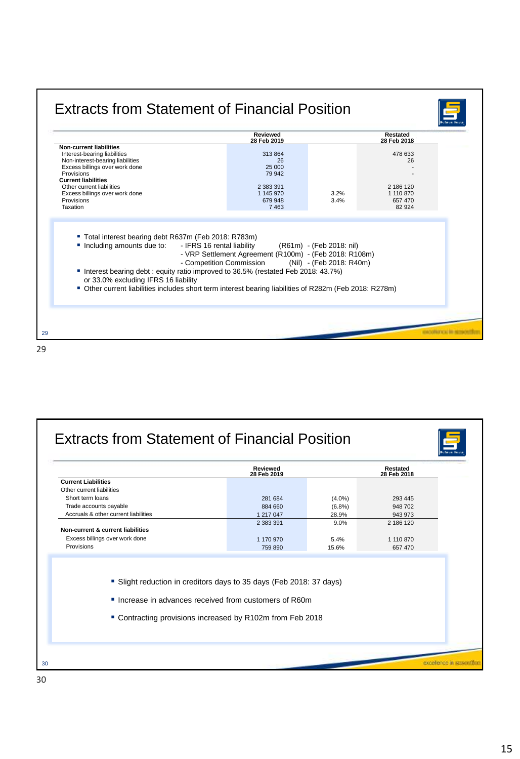## Extracts from Statement of Financial Position

| | Reviewed 28 Feb 2019 | | Restated 28 Feb 2018 |
|---|---|---|---|
| **Non-current liabilities** | | | |
| Interest-bearing liabilities | 313 864 | | 478 633 |
| Non-interest-bearing liabilities | 26 | | 26 |
| Excess billings over work done | 25 000 | | - |
| Provisions | 79 942 | | - |
| **Current liabilities** | | | |
| Other current liabilities | 2 383 391 | | 2 186 120 |
| Excess billings over work done | 1 145 970 | 3.2% | 1 110 870 |
| Provisions | 679 948 | 3.4% | 657 470 |
| Taxation | 7 463 | | 82 924 |

- Total interest bearing debt R637m (Feb 2018: R783m)
- Including amounts due to:
  - IFRS 16 rental liability (R61m) - (Feb 2018: nil)
  - VRP Settlement Agreement (R100m) - (Feb 2018: R108m)
  - Competition Commission (Nil) - (Feb 2018: R40m)
- Interest bearing debt : equity ratio improved to 36.5% (restated Feb 2018: 43.7%) or 33.0% excluding IFRS 16 liability
- Other current liabilities includes short term interest bearing liabilities of R282m (Feb 2018: R278m)

## Extracts from Statement of Financial Position

| | Reviewed 28 Feb 2019 | | Restated 28 Feb 2018 |
|---|---|---|---|
| **Current Liabilities** | | | |
| Other current liabilities | | | |
| Short term loans | 281 684 | (4.0%) | 293 445 |
| Trade accounts payable | 884 660 | (6.8%) | 948 702 |
| Accruals & other current liabilities | 1 217 047 | 28.9% | 943 973 |
| | 2 383 391 | 9.0% | 2 186 120 |
| **Non-current & current liabilities** | | | |
| Excess billings over work done | 1 170 970 | 5.4% | 1 110 870 |
| Provisions | 759 890 | 15.6% | 657 470 |

- Slight reduction in creditors days to 35 days (Feb 2018: 37 days)
- Increase in advances received from customers of R60m
- Contracting provisions increased by R102m from Feb 2018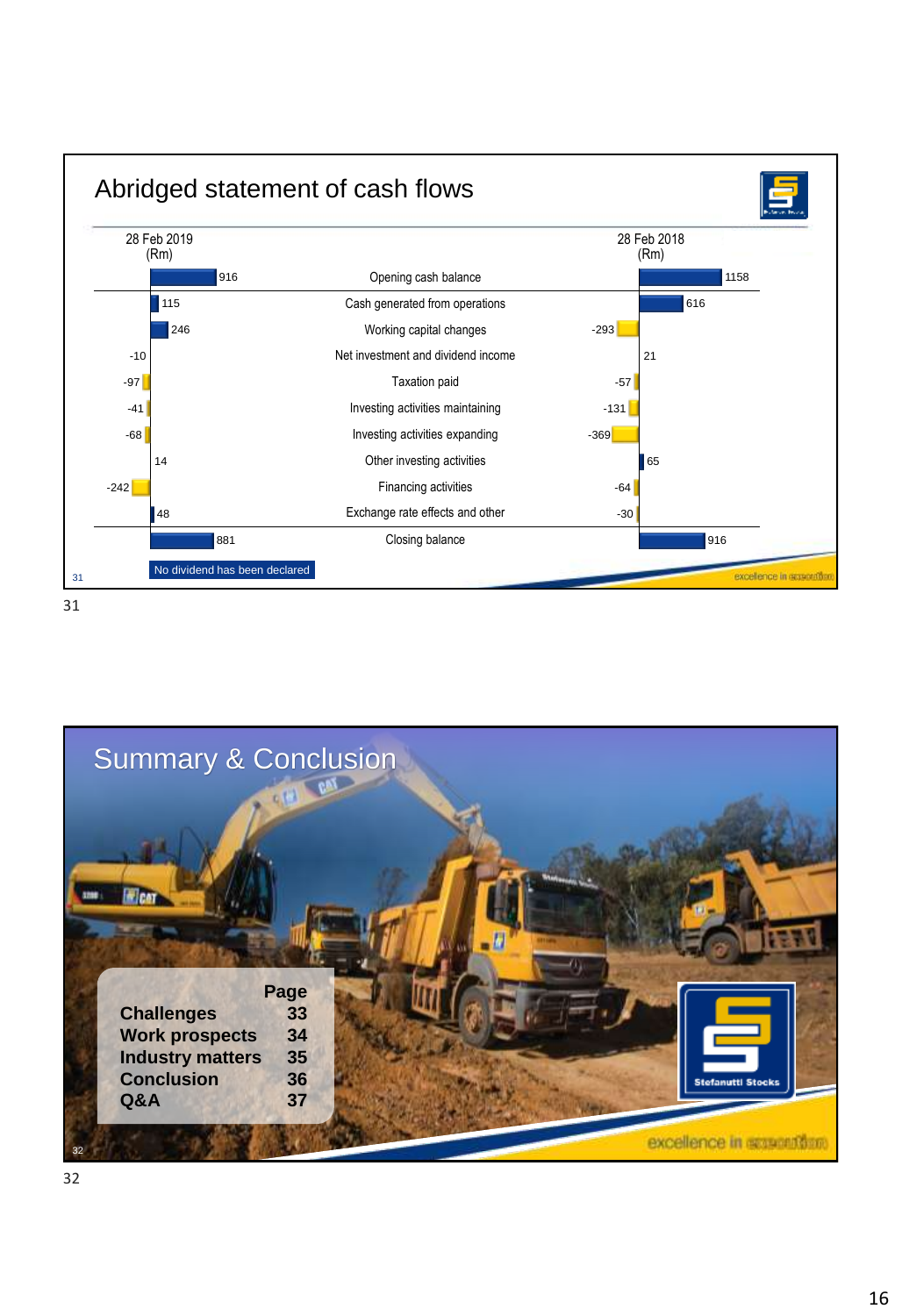## Abridged statement of cash flows

| 28 Feb 2019 (Rm) | | 28 Feb 2018 (Rm) |
|---|---|---|
| 916 | Opening cash balance | 1158 |
| 115 | Cash generated from operations | 616 |
| 246 | Working capital changes | -293 |
| -10 | Net investment and dividend income | 21 |
| -97 | Taxation paid | -57 |
| -41 | Investing activities maintaining | -131 |
| -68 | Investing activities expanding | -369 |
| 14 | Other investing activities | 65 |
| -242 | Financing activities | -64 |
| 48 | Exchange rate effects and other | -30 |
| 881 | Closing balance | 916 |

No dividend has been declared

excellence in execution

31

## Summary & Conclusion

| | Page |
|---|---|
| **Challenges** | **33** |
| **Work prospects** | **34** |
| **Industry matters** | **35** |
| **Conclusion** | **36** |
| **Q&A** | **37** |

Stefanutti Stocks

excellence in execution

32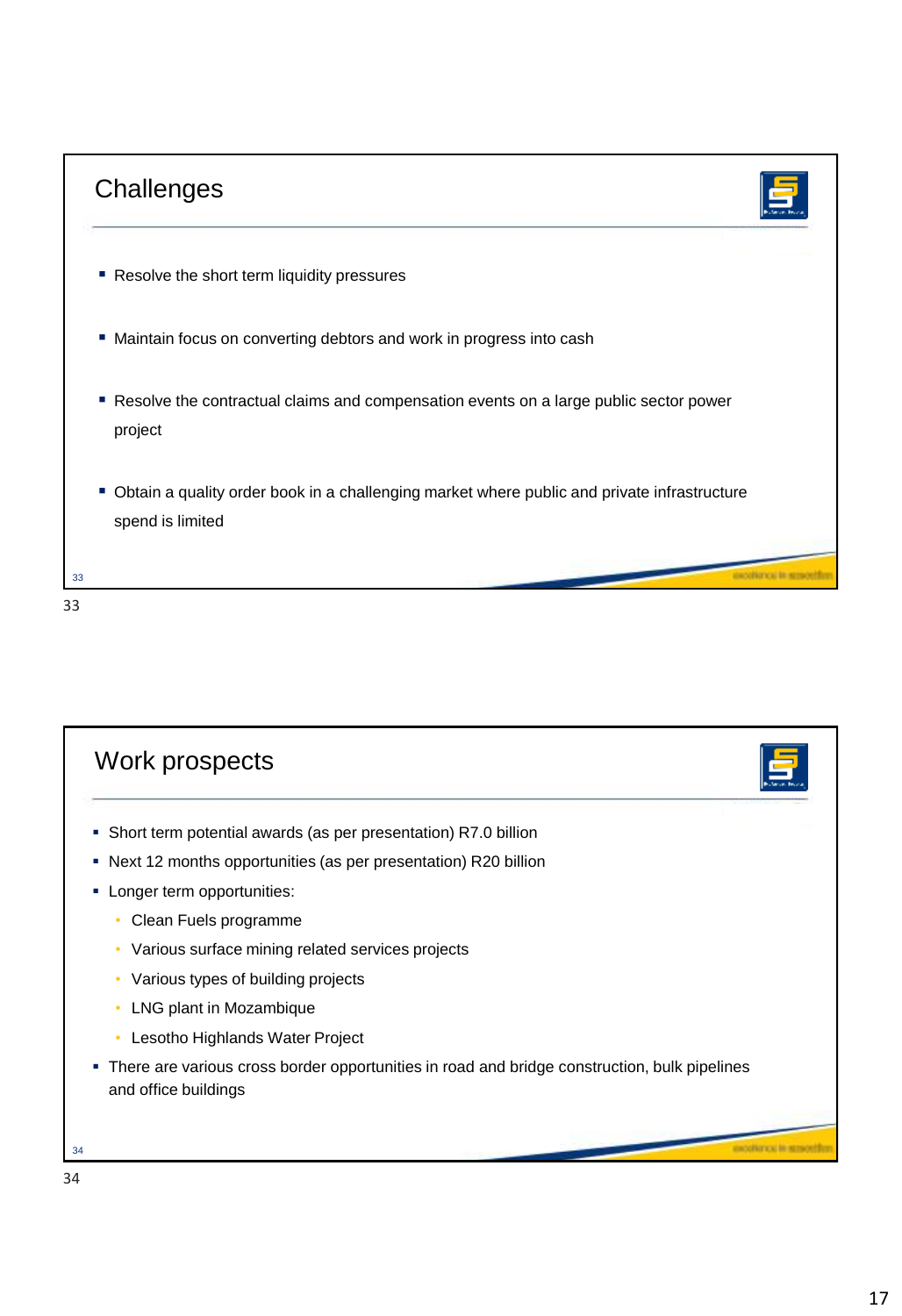## Challenges

- Resolve the short term liquidity pressures
- Maintain focus on converting debtors and work in progress into cash
- Resolve the contractual claims and compensation events on a large public sector power project
- Obtain a quality order book in a challenging market where public and private infrastructure spend is limited

## Work prospects

- Short term potential awards (as per presentation) R7.0 billion
- Next 12 months opportunities (as per presentation) R20 billion
- Longer term opportunities:
  - Clean Fuels programme
  - Various surface mining related services projects
  - Various types of building projects
  - LNG plant in Mozambique
  - Lesotho Highlands Water Project
- There are various cross border opportunities in road and bridge construction, bulk pipelines and office buildings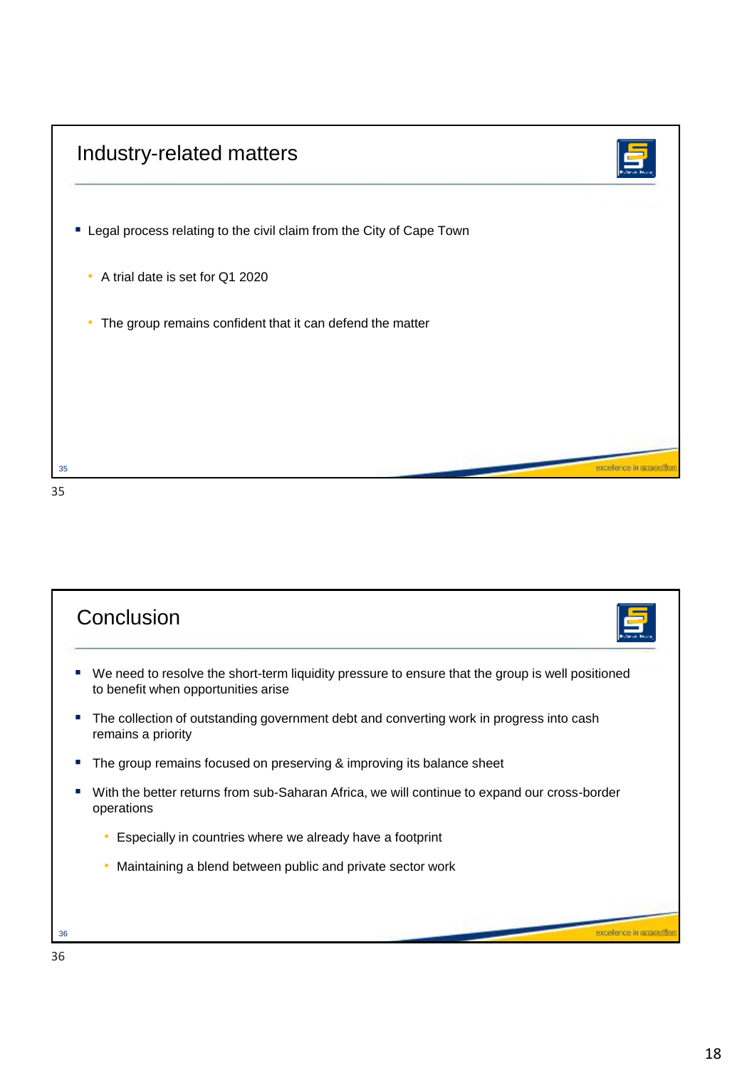## Industry-related matters

- Legal process relating to the civil claim from the City of Cape Town
  - A trial date is set for Q1 2020
  - The group remains confident that it can defend the matter

excellence in execution

## Conclusion

- We need to resolve the short-term liquidity pressure to ensure that the group is well positioned to benefit when opportunities arise
- The collection of outstanding government debt and converting work in progress into cash remains a priority
- The group remains focused on preserving & improving its balance sheet
- With the better returns from sub-Saharan Africa, we will continue to expand our cross-border operations
  - Especially in countries where we already have a footprint
  - Maintaining a blend between public and private sector work

excellence in execution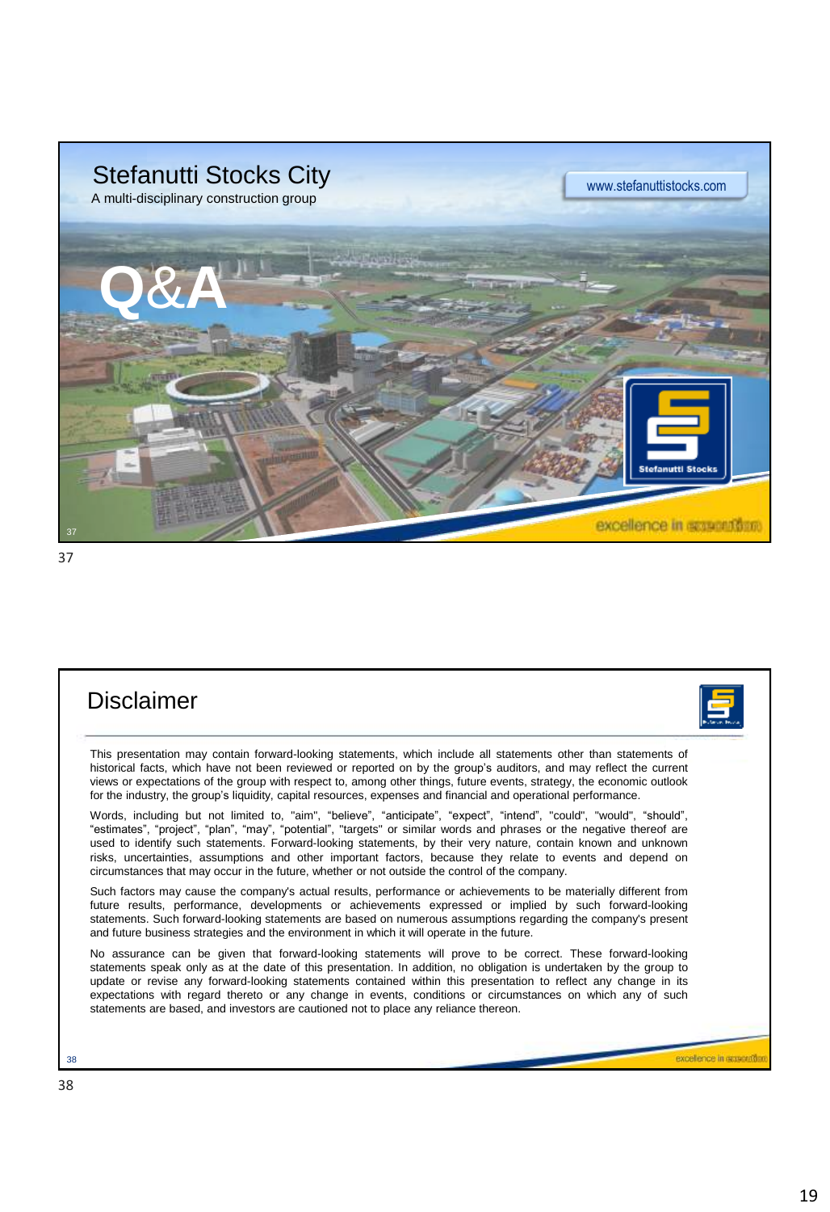# Stefanutti Stocks City

A multi-disciplinary construction group

www.stefanuttistocks.com

Q&A

Stefanutti Stocks

excellence in execution

# Disclaimer

This presentation may contain forward-looking statements, which include all statements other than statements of historical facts, which have not been reviewed or reported on by the group's auditors, and may reflect the current views or expectations of the group with respect to, among other things, future events, strategy, the economic outlook for the industry, the group's liquidity, capital resources, expenses and financial and operational performance.

Words, including but not limited to, "aim", "believe", "anticipate", "expect", "intend", "could", "would", "should", "estimates", "project", "plan", "may", "potential", "targets" or similar words and phrases or the negative thereof are used to identify such statements. Forward-looking statements, by their very nature, contain known and unknown risks, uncertainties, assumptions and other important factors, because they relate to events and depend on circumstances that may occur in the future, whether or not outside the control of the company.

Such factors may cause the company's actual results, performance or achievements to be materially different from future results, performance, developments or achievements expressed or implied by such forward-looking statements. Such forward-looking statements are based on numerous assumptions regarding the company's present and future business strategies and the environment in which it will operate in the future.

No assurance can be given that forward-looking statements will prove to be correct. These forward-looking statements speak only as at the date of this presentation. In addition, no obligation is undertaken by the group to update or revise any forward-looking statements contained within this presentation to reflect any change in its expectations with regard thereto or any change in events, conditions or circumstances on which any of such statements are based, and investors are cautioned not to place any reliance thereon.

excellence in execution